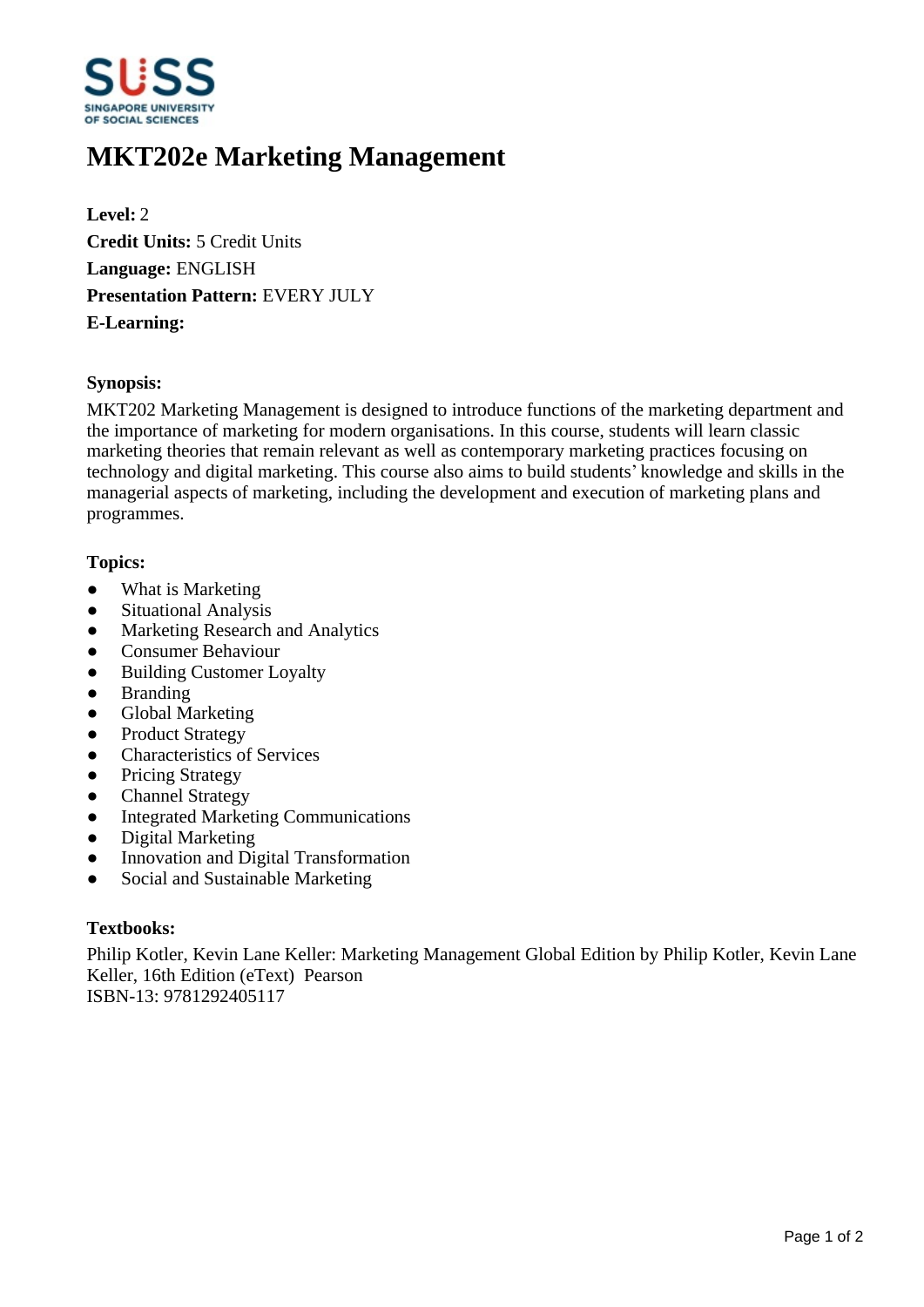# MKT202e Marketing Management

**Level:** 2
**Credit Units:** 5 Credit Units
**Language:** ENGLISH
**Presentation Pattern:** EVERY JULY
**E-Learning:**

**Synopsis:**

MKT202 Marketing Management is designed to introduce functions of the marketing department and the importance of marketing for modern organisations. In this course, students will learn classic marketing theories that remain relevant as well as contemporary marketing practices focusing on technology and digital marketing. This course also aims to build students' knowledge and skills in the managerial aspects of marketing, including the development and execution of marketing plans and programmes.

**Topics:**

- What is Marketing
- Situational Analysis
- Marketing Research and Analytics
- Consumer Behaviour
- Building Customer Loyalty
- Branding
- Global Marketing
- Product Strategy
- Characteristics of Services
- Pricing Strategy
- Channel Strategy
- Integrated Marketing Communications
- Digital Marketing
- Innovation and Digital Transformation
- Social and Sustainable Marketing

**Textbooks:**

Philip Kotler, Kevin Lane Keller: Marketing Management Global Edition by Philip Kotler, Kevin Lane Keller, 16th Edition (eText) Pearson
ISBN-13: 9781292405117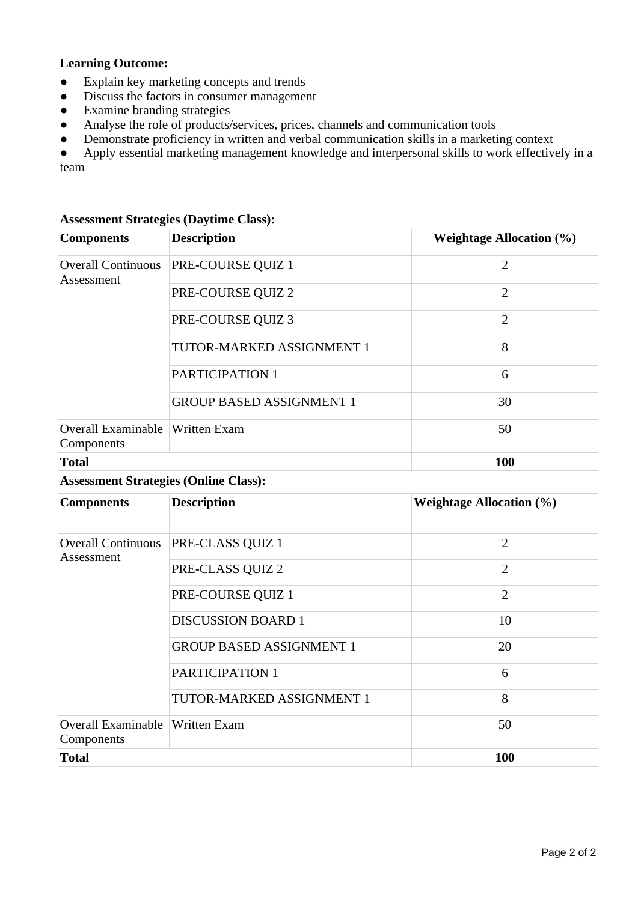**Learning Outcome:**

- Explain key marketing concepts and trends
- Discuss the factors in consumer management
- Examine branding strategies
- Analyse the role of products/services, prices, channels and communication tools
- Demonstrate proficiency in written and verbal communication skills in a marketing context
- Apply essential marketing management knowledge and interpersonal skills to work effectively in a team

**Assessment Strategies (Daytime Class):**

| **Components** | **Description** | **Weightage Allocation (%)** |
|---|---|---|
| Overall Continuous Assessment | PRE-COURSE QUIZ 1 | 2 |
| | PRE-COURSE QUIZ 2 | 2 |
| | PRE-COURSE QUIZ 3 | 2 |
| | TUTOR-MARKED ASSIGNMENT 1 | 8 |
| | PARTICIPATION 1 | 6 |
| | GROUP BASED ASSIGNMENT 1 | 30 |
| Overall Examinable Components | Written Exam | 50 |
| **Total** | | **100** |

**Assessment Strategies (Online Class):**

| **Components** | **Description** | **Weightage Allocation (%)** |
|---|---|---|
| Overall Continuous Assessment | PRE-CLASS QUIZ 1 | 2 |
| | PRE-CLASS QUIZ 2 | 2 |
| | PRE-COURSE QUIZ 1 | 2 |
| | DISCUSSION BOARD 1 | 10 |
| | GROUP BASED ASSIGNMENT 1 | 20 |
| | PARTICIPATION 1 | 6 |
| | TUTOR-MARKED ASSIGNMENT 1 | 8 |
| Overall Examinable Components | Written Exam | 50 |
| **Total** | | **100** |